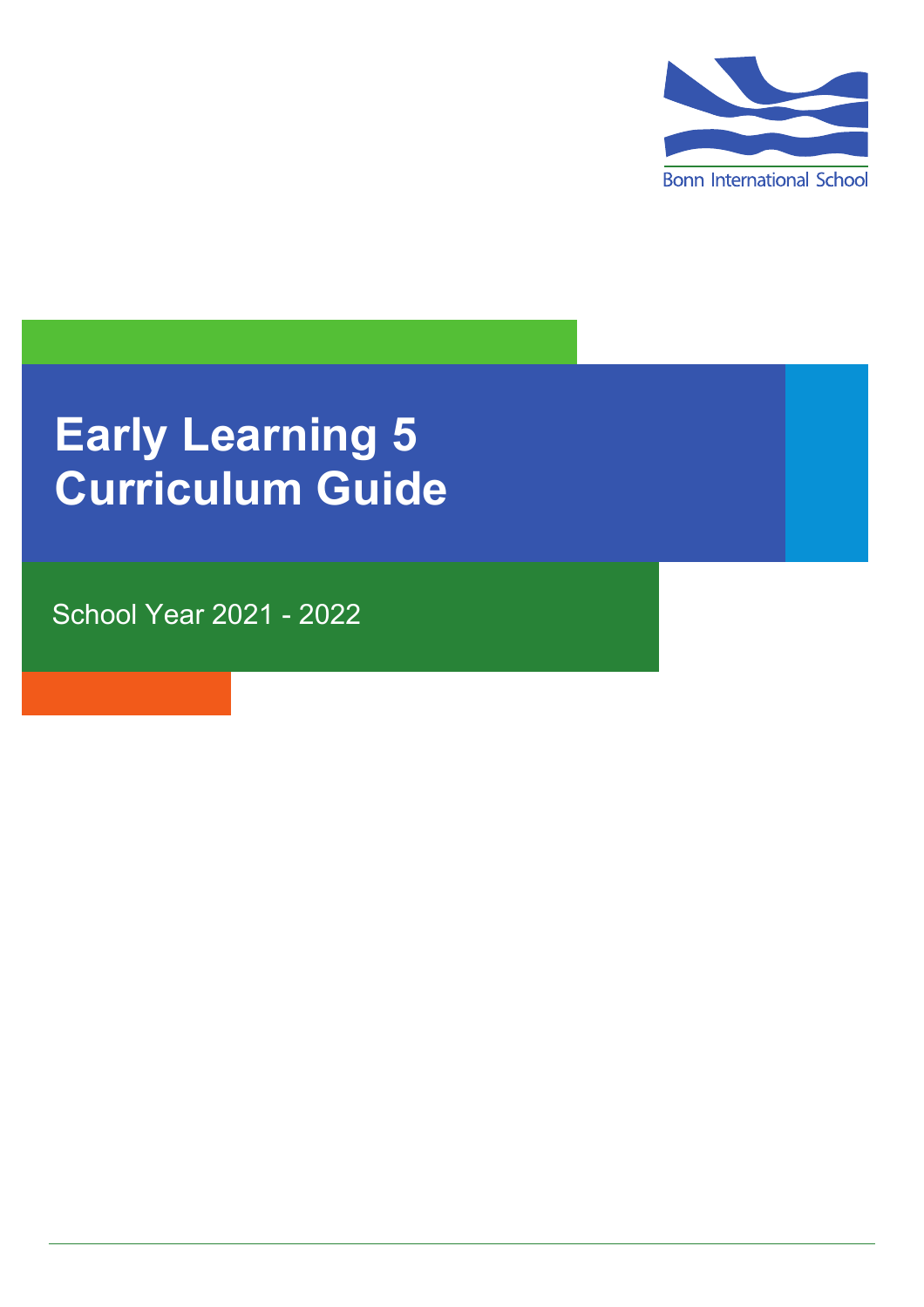Bonn International School

# Early Learning 5 Curriculum Guide

School Year 2021 - 2022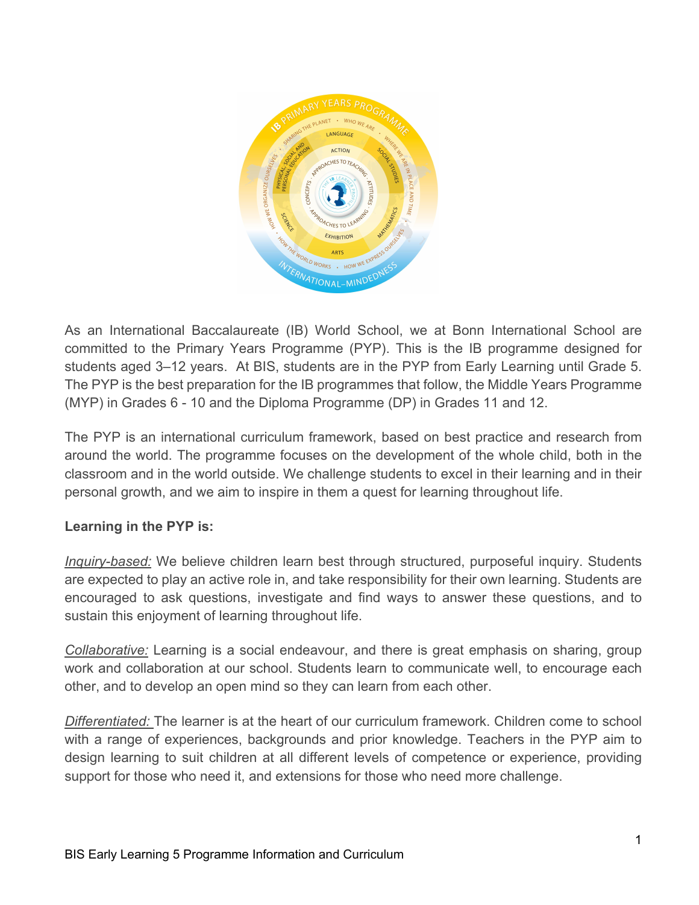As an International Baccalaureate (IB) World School, we at Bonn International School are committed to the Primary Years Programme (PYP). This is the IB programme designed for students aged 3–12 years. At BIS, students are in the PYP from Early Learning until Grade 5. The PYP is the best preparation for the IB programmes that follow, the Middle Years Programme (MYP) in Grades 6 - 10 and the Diploma Programme (DP) in Grades 11 and 12.

The PYP is an international curriculum framework, based on best practice and research from around the world. The programme focuses on the development of the whole child, both in the classroom and in the world outside. We challenge students to excel in their learning and in their personal growth, and we aim to inspire in them a quest for learning throughout life.

**Learning in the PYP is:**

*Inquiry-based:* We believe children learn best through structured, purposeful inquiry. Students are expected to play an active role in, and take responsibility for their own learning. Students are encouraged to ask questions, investigate and find ways to answer these questions, and to sustain this enjoyment of learning throughout life.

*Collaborative:* Learning is a social endeavour, and there is great emphasis on sharing, group work and collaboration at our school. Students learn to communicate well, to encourage each other, and to develop an open mind so they can learn from each other.

*Differentiated:* The learner is at the heart of our curriculum framework. Children come to school with a range of experiences, backgrounds and prior knowledge. Teachers in the PYP aim to design learning to suit children at all different levels of competence or experience, providing support for those who need it, and extensions for those who need more challenge.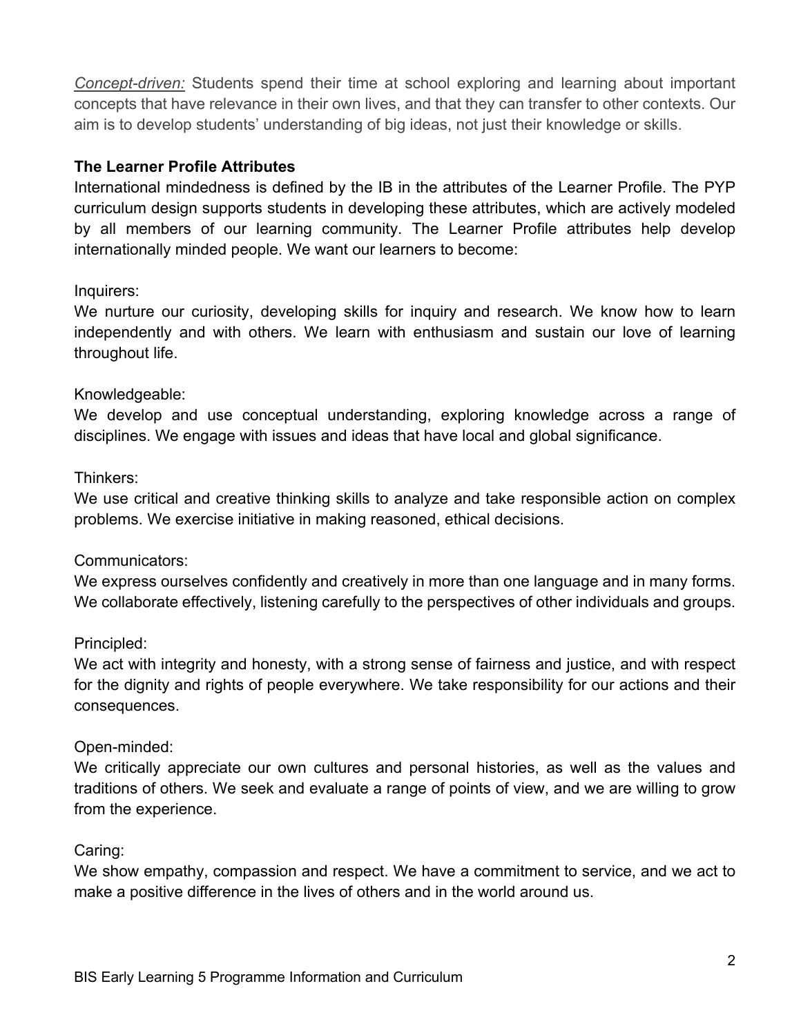*Concept-driven:* Students spend their time at school exploring and learning about important concepts that have relevance in their own lives, and that they can transfer to other contexts. Our aim is to develop students' understanding of big ideas, not just their knowledge or skills.

**The Learner Profile Attributes**

International mindedness is defined by the IB in the attributes of the Learner Profile. The PYP curriculum design supports students in developing these attributes, which are actively modeled by all members of our learning community. The Learner Profile attributes help develop internationally minded people. We want our learners to become:

Inquirers:
We nurture our curiosity, developing skills for inquiry and research. We know how to learn independently and with others. We learn with enthusiasm and sustain our love of learning throughout life.

Knowledgeable:
We develop and use conceptual understanding, exploring knowledge across a range of disciplines. We engage with issues and ideas that have local and global significance.

Thinkers:
We use critical and creative thinking skills to analyze and take responsible action on complex problems. We exercise initiative in making reasoned, ethical decisions.

Communicators:
We express ourselves confidently and creatively in more than one language and in many forms. We collaborate effectively, listening carefully to the perspectives of other individuals and groups.

Principled:
We act with integrity and honesty, with a strong sense of fairness and justice, and with respect for the dignity and rights of people everywhere. We take responsibility for our actions and their consequences.

Open-minded:
We critically appreciate our own cultures and personal histories, as well as the values and traditions of others. We seek and evaluate a range of points of view, and we are willing to grow from the experience.

Caring:
We show empathy, compassion and respect. We have a commitment to service, and we act to make a positive difference in the lives of others and in the world around us.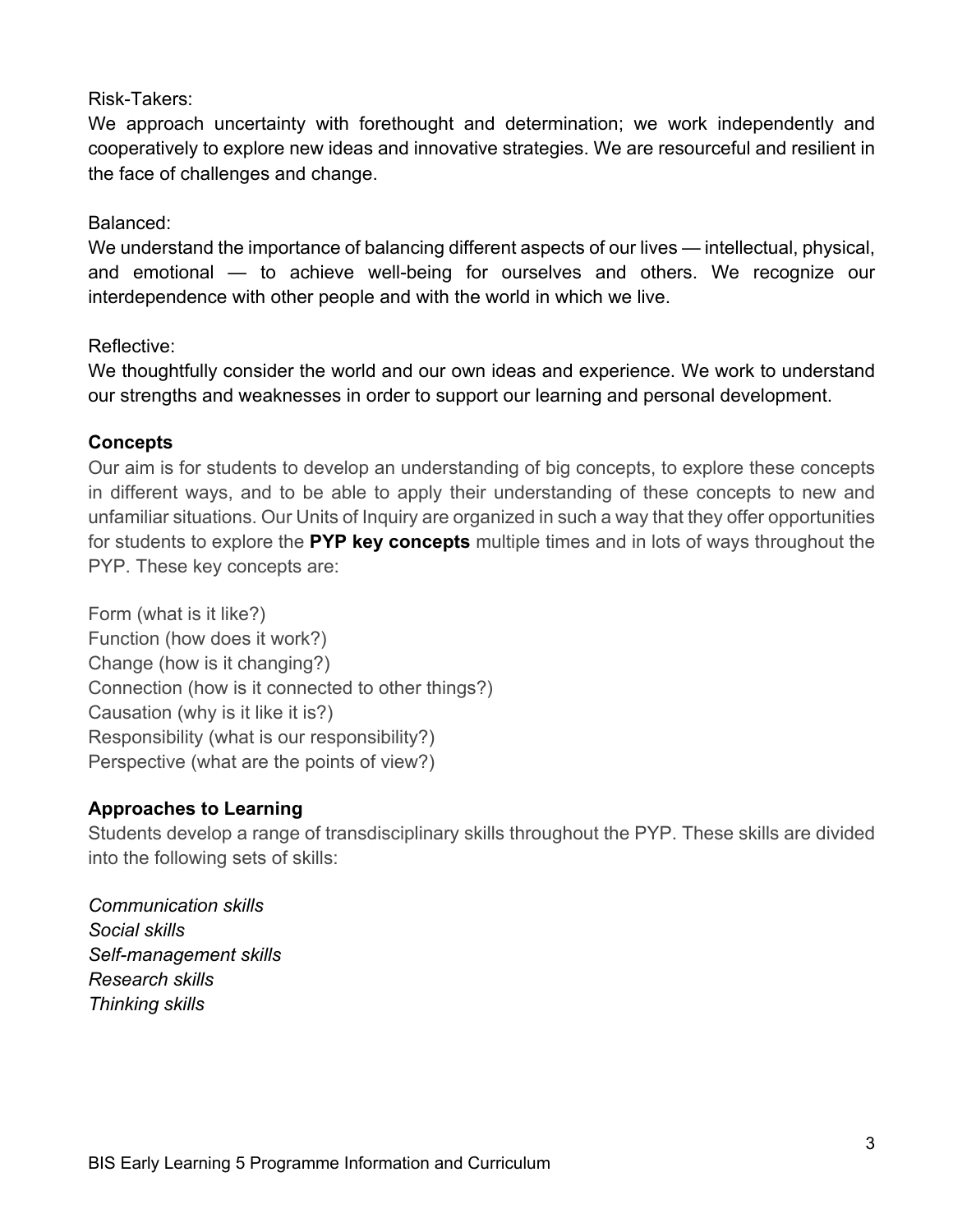Risk-Takers:
We approach uncertainty with forethought and determination; we work independently and cooperatively to explore new ideas and innovative strategies. We are resourceful and resilient in the face of challenges and change.

Balanced:
We understand the importance of balancing different aspects of our lives — intellectual, physical, and emotional — to achieve well-being for ourselves and others. We recognize our interdependence with other people and with the world in which we live.

Reflective:
We thoughtfully consider the world and our own ideas and experience. We work to understand our strengths and weaknesses in order to support our learning and personal development.

**Concepts**

Our aim is for students to develop an understanding of big concepts, to explore these concepts in different ways, and to be able to apply their understanding of these concepts to new and unfamiliar situations. Our Units of Inquiry are organized in such a way that they offer opportunities for students to explore the **PYP key concepts** multiple times and in lots of ways throughout the PYP. These key concepts are:

Form (what is it like?)
Function (how does it work?)
Change (how is it changing?)
Connection (how is it connected to other things?)
Causation (why is it like it is?)
Responsibility (what is our responsibility?)
Perspective (what are the points of view?)

**Approaches to Learning**

Students develop a range of transdisciplinary skills throughout the PYP. These skills are divided into the following sets of skills:

*Communication skills*
*Social skills*
*Self-management skills*
*Research skills*
*Thinking skills*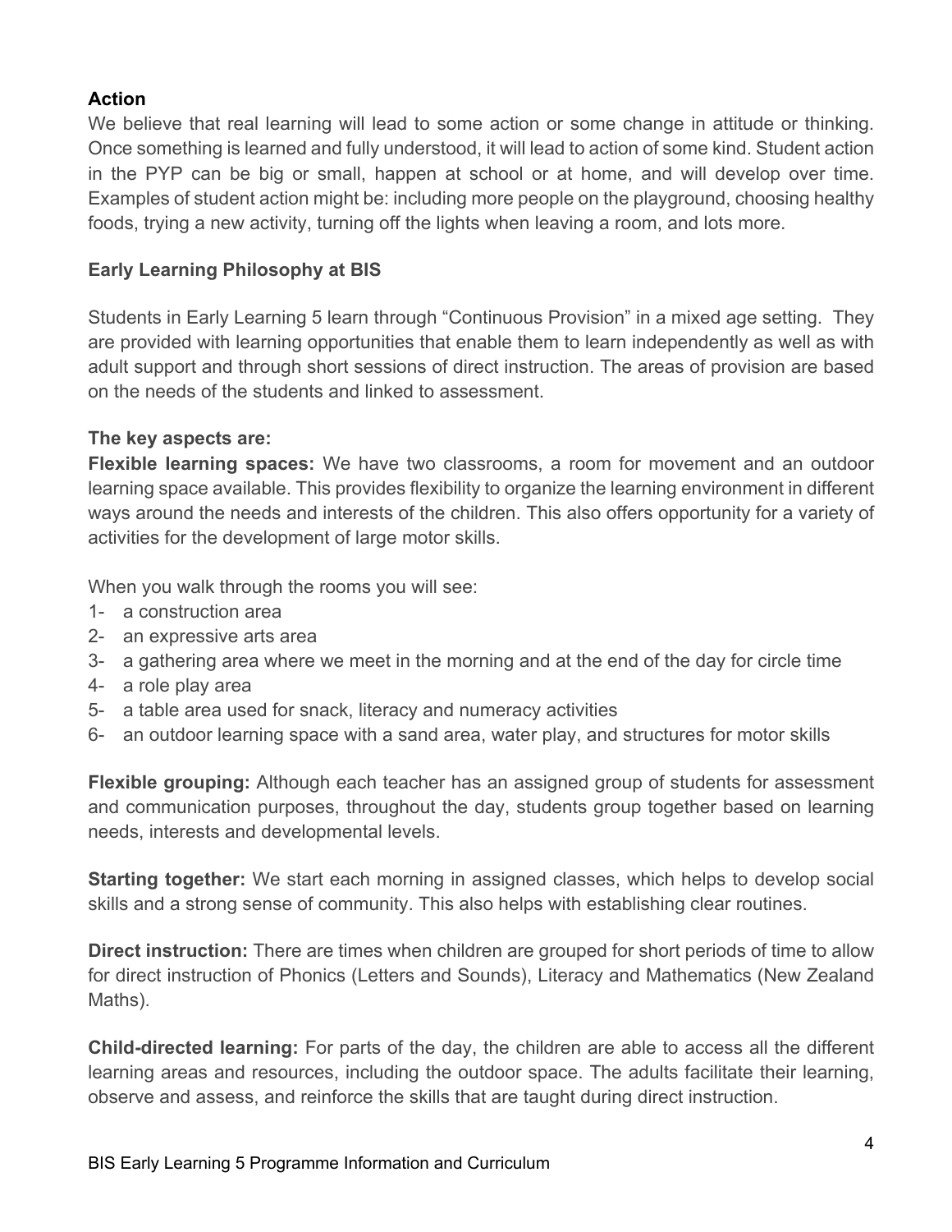**Action**

We believe that real learning will lead to some action or some change in attitude or thinking. Once something is learned and fully understood, it will lead to action of some kind. Student action in the PYP can be big or small, happen at school or at home, and will develop over time. Examples of student action might be: including more people on the playground, choosing healthy foods, trying a new activity, turning off the lights when leaving a room, and lots more.

**Early Learning Philosophy at BIS**

Students in Early Learning 5 learn through "Continuous Provision" in a mixed age setting. They are provided with learning opportunities that enable them to learn independently as well as with adult support and through short sessions of direct instruction. The areas of provision are based on the needs of the students and linked to assessment.

**The key aspects are:**

**Flexible learning spaces:** We have two classrooms, a room for movement and an outdoor learning space available. This provides flexibility to organize the learning environment in different ways around the needs and interests of the children. This also offers opportunity for a variety of activities for the development of large motor skills.

When you walk through the rooms you will see:

1- a construction area
2- an expressive arts area
3- a gathering area where we meet in the morning and at the end of the day for circle time
4- a role play area
5- a table area used for snack, literacy and numeracy activities
6- an outdoor learning space with a sand area, water play, and structures for motor skills

**Flexible grouping:** Although each teacher has an assigned group of students for assessment and communication purposes, throughout the day, students group together based on learning needs, interests and developmental levels.

**Starting together:** We start each morning in assigned classes, which helps to develop social skills and a strong sense of community. This also helps with establishing clear routines.

**Direct instruction:** There are times when children are grouped for short periods of time to allow for direct instruction of Phonics (Letters and Sounds), Literacy and Mathematics (New Zealand Maths).

**Child-directed learning:** For parts of the day, the children are able to access all the different learning areas and resources, including the outdoor space. The adults facilitate their learning, observe and assess, and reinforce the skills that are taught during direct instruction.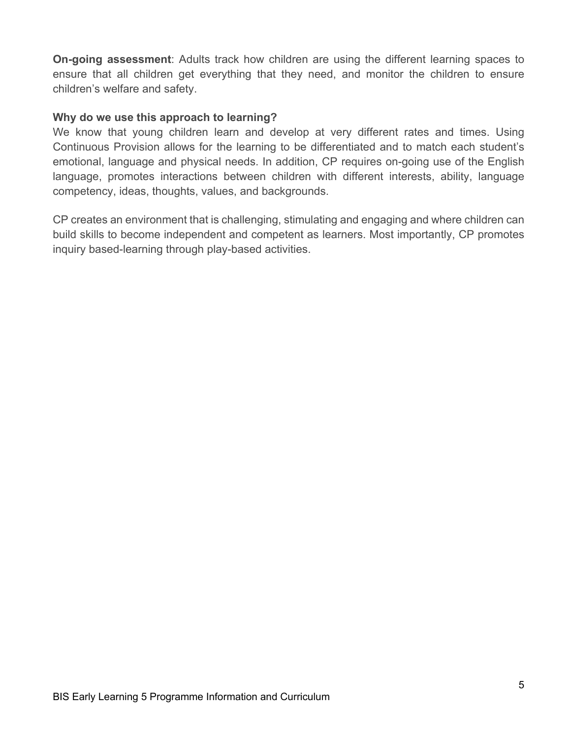**On-going assessment**: Adults track how children are using the different learning spaces to ensure that all children get everything that they need, and monitor the children to ensure children's welfare and safety.

**Why do we use this approach to learning?**

We know that young children learn and develop at very different rates and times. Using Continuous Provision allows for the learning to be differentiated and to match each student's emotional, language and physical needs. In addition, CP requires on-going use of the English language, promotes interactions between children with different interests, ability, language competency, ideas, thoughts, values, and backgrounds.

CP creates an environment that is challenging, stimulating and engaging and where children can build skills to become independent and competent as learners. Most importantly, CP promotes inquiry based-learning through play-based activities.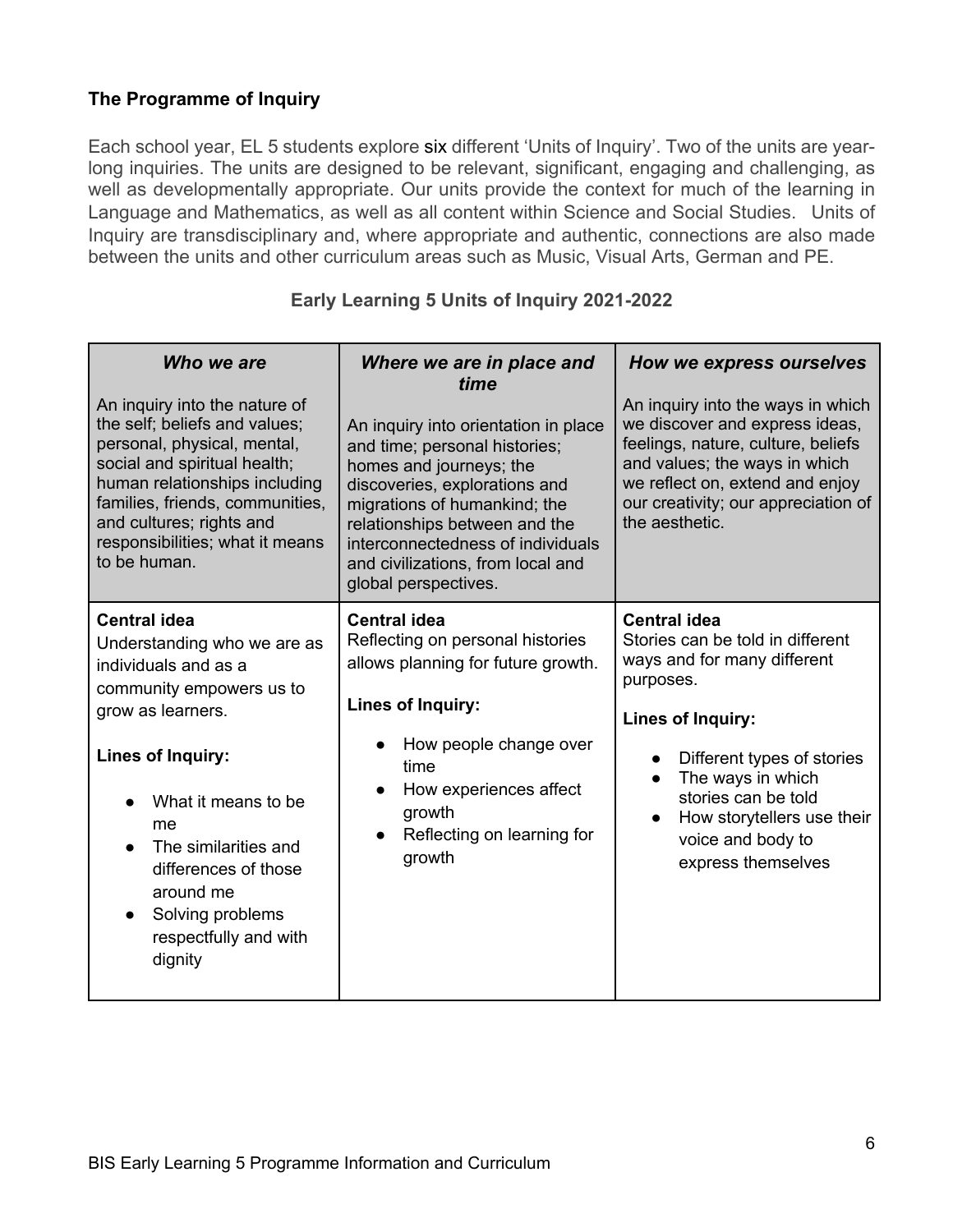### The Programme of Inquiry

Each school year, EL 5 students explore six different 'Units of Inquiry'. Two of the units are year-long inquiries. The units are designed to be relevant, significant, engaging and challenging, as well as developmentally appropriate. Our units provide the context for much of the learning in Language and Mathematics, as well as all content within Science and Social Studies. Units of Inquiry are transdisciplinary and, where appropriate and authentic, connections are also made between the units and other curriculum areas such as Music, Visual Arts, German and PE.

#### Early Learning 5 Units of Inquiry 2021-2022

| ***Who we are***<br><br>An inquiry into the nature of the self; beliefs and values; personal, physical, mental, social and spiritual health; human relationships including families, friends, communities, and cultures; rights and responsibilities; what it means to be human. | ***Where we are in place and time***<br><br>An inquiry into orientation in place and time; personal histories; homes and journeys; the discoveries, explorations and migrations of humankind; the relationships between and the interconnectedness of individuals and civilizations, from local and global perspectives. | ***How we express ourselves***<br><br>An inquiry into the ways in which we discover and express ideas, feelings, nature, culture, beliefs and values; the ways in which we reflect on, extend and enjoy our creativity; our appreciation of the aesthetic. |
|---|---|---|
| **Central idea**<br>Understanding who we are as individuals and as a community empowers us to grow as learners.<br><br>**Lines of Inquiry:**<br>• What it means to be me<br>• The similarities and differences of those around me<br>• Solving problems respectfully and with dignity | **Central idea**<br>Reflecting on personal histories allows planning for future growth.<br><br>**Lines of Inquiry:**<br>• How people change over time<br>• How experiences affect growth<br>• Reflecting on learning for growth | **Central idea**<br>Stories can be told in different ways and for many different purposes.<br><br>**Lines of Inquiry:**<br>• Different types of stories<br>• The ways in which stories can be told<br>• How storytellers use their voice and body to express themselves |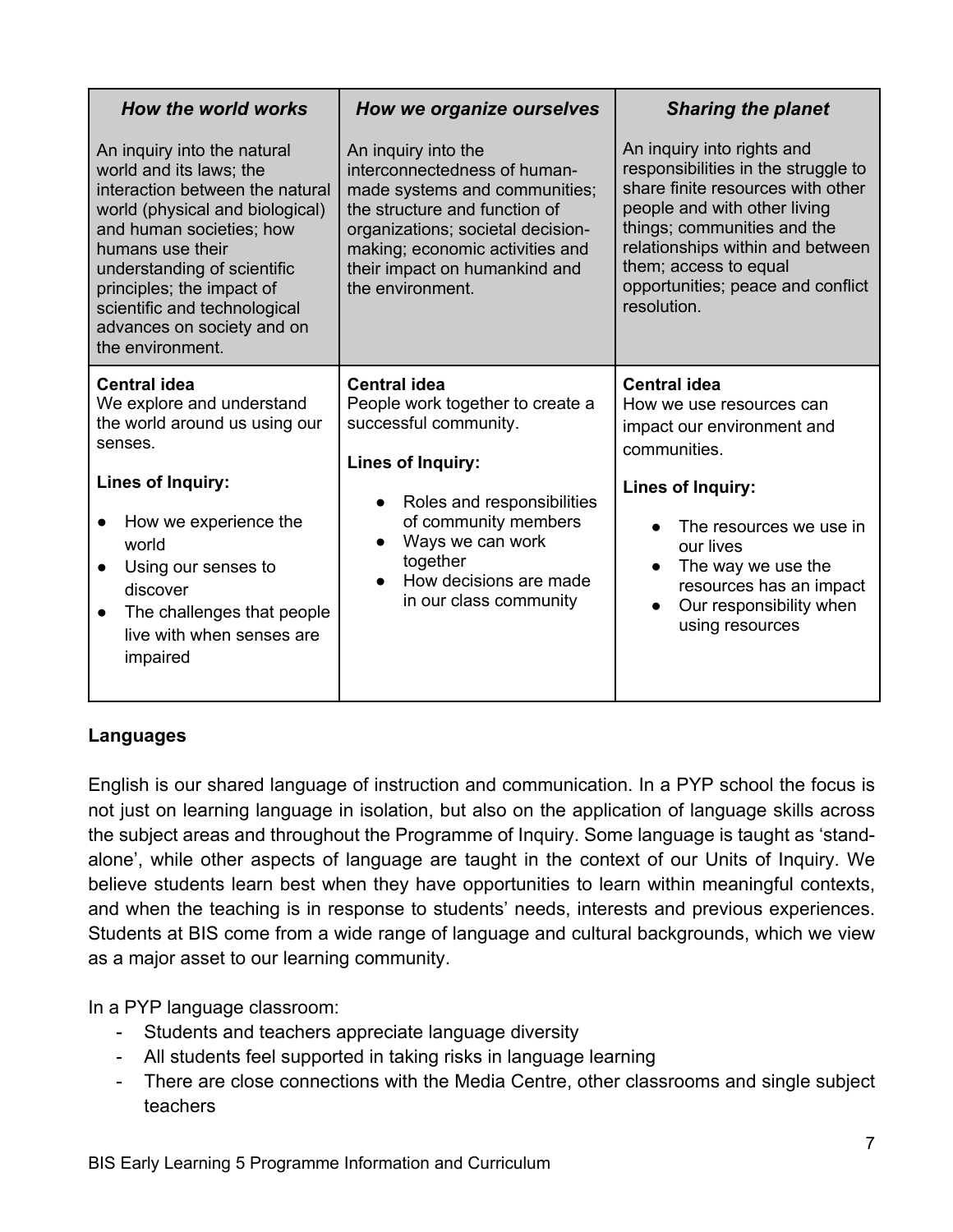| *How the world works* | *How we organize ourselves* | *Sharing the planet* |
|---|---|---|
| An inquiry into the natural world and its laws; the interaction between the natural world (physical and biological) and human societies; how humans use their understanding of scientific principles; the impact of scientific and technological advances on society and on the environment. | An inquiry into the interconnectedness of human-made systems and communities; the structure and function of organizations; societal decision-making; economic activities and their impact on humankind and the environment. | An inquiry into rights and responsibilities in the struggle to share finite resources with other people and with other living things; communities and the relationships within and between them; access to equal opportunities; peace and conflict resolution. |
| **Central idea**<br>We explore and understand the world around us using our senses.<br><br>**Lines of Inquiry:**<br>● How we experience the world<br>● Using our senses to discover<br>● The challenges that people live with when senses are impaired | **Central idea**<br>People work together to create a successful community.<br><br>**Lines of Inquiry:**<br>● Roles and responsibilities of community members<br>● Ways we can work together<br>● How decisions are made in our class community | **Central idea**<br>How we use resources can impact our environment and communities.<br><br>**Lines of Inquiry:**<br>● The resources we use in our lives<br>● The way we use the resources has an impact<br>● Our responsibility when using resources |

**Languages**

English is our shared language of instruction and communication. In a PYP school the focus is not just on learning language in isolation, but also on the application of language skills across the subject areas and throughout the Programme of Inquiry. Some language is taught as 'stand-alone', while other aspects of language are taught in the context of our Units of Inquiry. We believe students learn best when they have opportunities to learn within meaningful contexts, and when the teaching is in response to students' needs, interests and previous experiences. Students at BIS come from a wide range of language and cultural backgrounds, which we view as a major asset to our learning community.

In a PYP language classroom:

- Students and teachers appreciate language diversity
- All students feel supported in taking risks in language learning
- There are close connections with the Media Centre, other classrooms and single subject teachers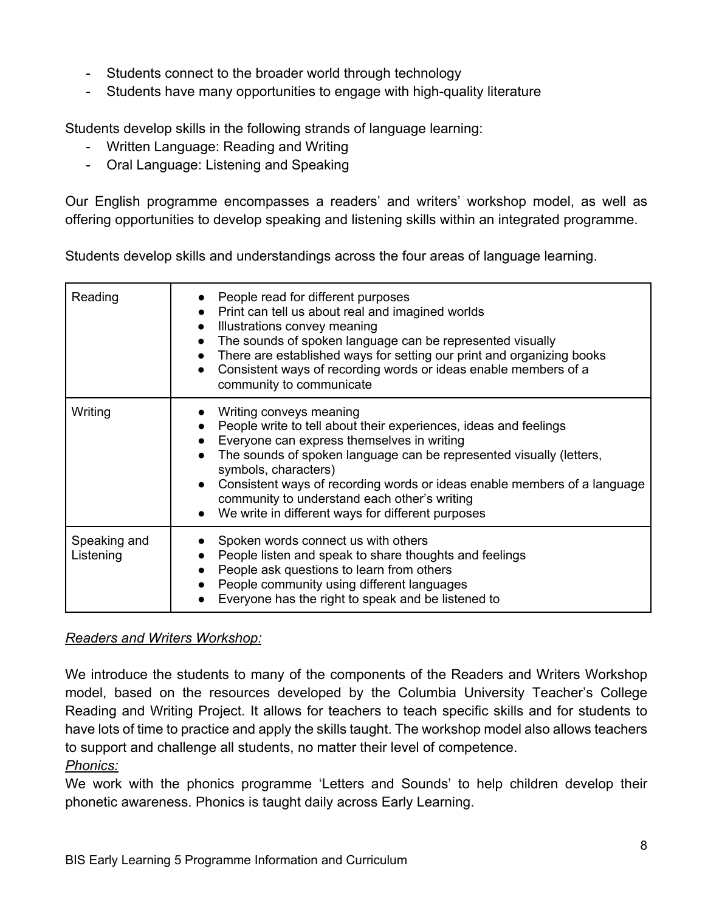- Students connect to the broader world through technology
- Students have many opportunities to engage with high-quality literature

Students develop skills in the following strands of language learning:

- Written Language: Reading and Writing
- Oral Language: Listening and Speaking

Our English programme encompasses a readers' and writers' workshop model, as well as offering opportunities to develop speaking and listening skills within an integrated programme.

Students develop skills and understandings across the four areas of language learning.

| | |
|---|---|
| Reading | • People read for different purposes<br>• Print can tell us about real and imagined worlds<br>• Illustrations convey meaning<br>• The sounds of spoken language can be represented visually<br>• There are established ways for setting our print and organizing books<br>• Consistent ways of recording words or ideas enable members of a community to communicate |
| Writing | • Writing conveys meaning<br>• People write to tell about their experiences, ideas and feelings<br>• Everyone can express themselves in writing<br>• The sounds of spoken language can be represented visually (letters, symbols, characters)<br>• Consistent ways of recording words or ideas enable members of a language community to understand each other's writing<br>• We write in different ways for different purposes |
| Speaking and Listening | • Spoken words connect us with others<br>• People listen and speak to share thoughts and feelings<br>• People ask questions to learn from others<br>• People community using different languages<br>• Everyone has the right to speak and be listened to |

*<u>Readers and Writers Workshop:</u>*

We introduce the students to many of the components of the Readers and Writers Workshop model, based on the resources developed by the Columbia University Teacher's College Reading and Writing Project. It allows for teachers to teach specific skills and for students to have lots of time to practice and apply the skills taught. The workshop model also allows teachers to support and challenge all students, no matter their level of competence.

*<u>Phonics:</u>*

We work with the phonics programme 'Letters and Sounds' to help children develop their phonetic awareness. Phonics is taught daily across Early Learning.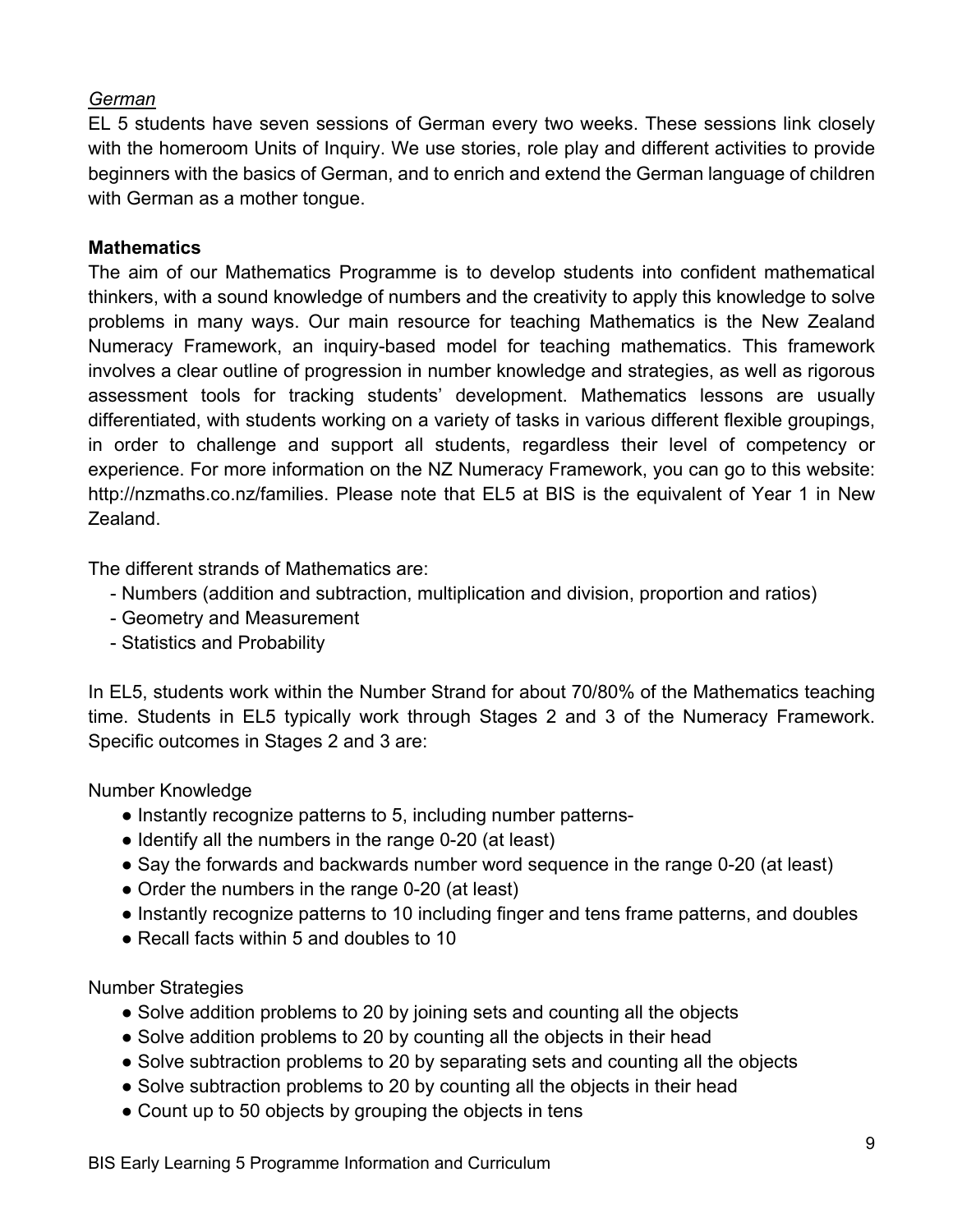*German*

EL 5 students have seven sessions of German every two weeks. These sessions link closely with the homeroom Units of Inquiry. We use stories, role play and different activities to provide beginners with the basics of German, and to enrich and extend the German language of children with German as a mother tongue.

**Mathematics**

The aim of our Mathematics Programme is to develop students into confident mathematical thinkers, with a sound knowledge of numbers and the creativity to apply this knowledge to solve problems in many ways. Our main resource for teaching Mathematics is the New Zealand Numeracy Framework, an inquiry-based model for teaching mathematics. This framework involves a clear outline of progression in number knowledge and strategies, as well as rigorous assessment tools for tracking students' development. Mathematics lessons are usually differentiated, with students working on a variety of tasks in various different flexible groupings, in order to challenge and support all students, regardless their level of competency or experience. For more information on the NZ Numeracy Framework, you can go to this website: http://nzmaths.co.nz/families. Please note that EL5 at BIS is the equivalent of Year 1 in New Zealand.

The different strands of Mathematics are:

- Numbers (addition and subtraction, multiplication and division, proportion and ratios)
- Geometry and Measurement
- Statistics and Probability

In EL5, students work within the Number Strand for about 70/80% of the Mathematics teaching time. Students in EL5 typically work through Stages 2 and 3 of the Numeracy Framework. Specific outcomes in Stages 2 and 3 are:

Number Knowledge

- Instantly recognize patterns to 5, including number patterns-
- Identify all the numbers in the range 0-20 (at least)
- Say the forwards and backwards number word sequence in the range 0-20 (at least)
- Order the numbers in the range 0-20 (at least)
- Instantly recognize patterns to 10 including finger and tens frame patterns, and doubles
- Recall facts within 5 and doubles to 10

Number Strategies

- Solve addition problems to 20 by joining sets and counting all the objects
- Solve addition problems to 20 by counting all the objects in their head
- Solve subtraction problems to 20 by separating sets and counting all the objects
- Solve subtraction problems to 20 by counting all the objects in their head
- Count up to 50 objects by grouping the objects in tens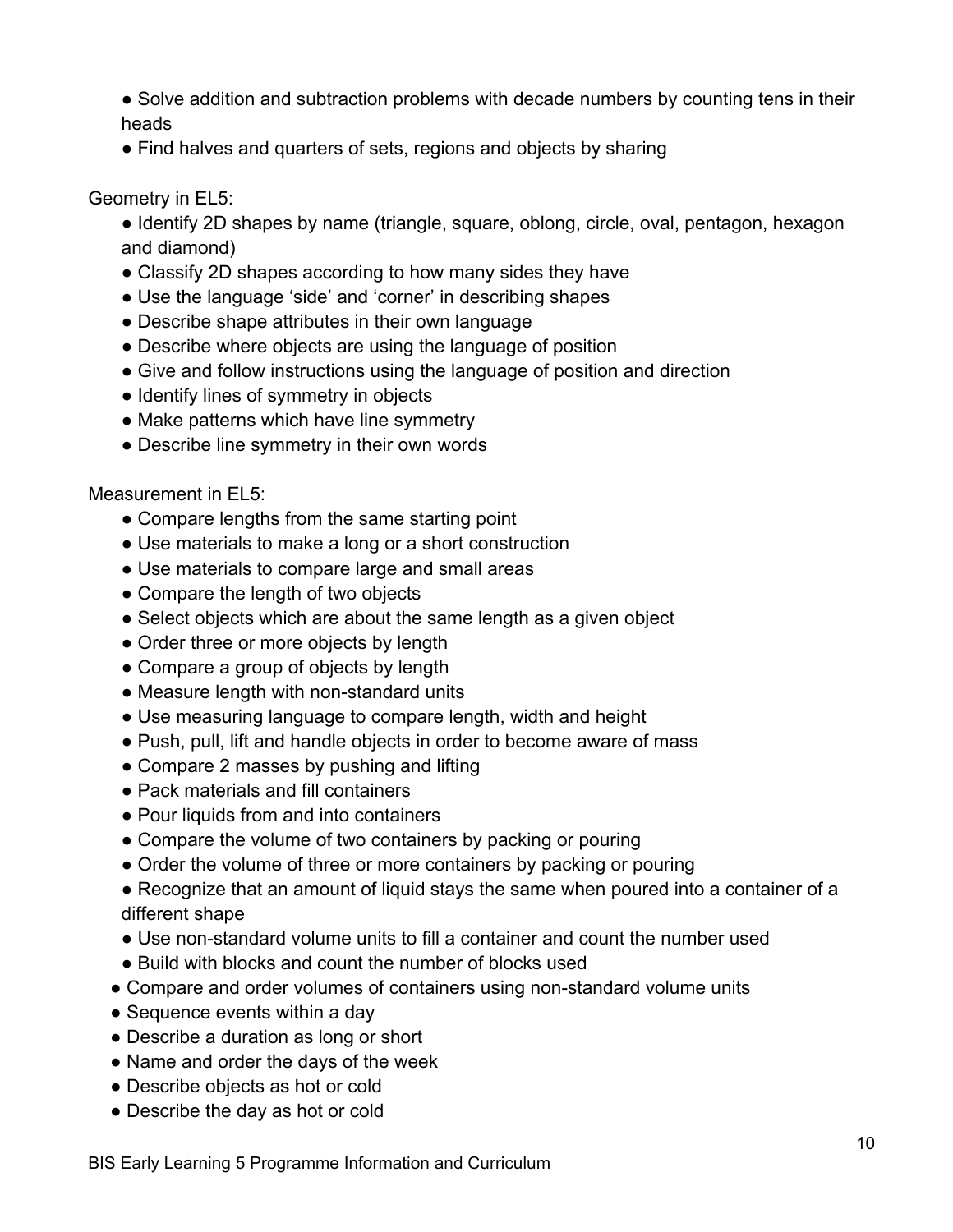- Solve addition and subtraction problems with decade numbers by counting tens in their heads
- Find halves and quarters of sets, regions and objects by sharing

Geometry in EL5:

- Identify 2D shapes by name (triangle, square, oblong, circle, oval, pentagon, hexagon and diamond)
- Classify 2D shapes according to how many sides they have
- Use the language 'side' and 'corner' in describing shapes
- Describe shape attributes in their own language
- Describe where objects are using the language of position
- Give and follow instructions using the language of position and direction
- Identify lines of symmetry in objects
- Make patterns which have line symmetry
- Describe line symmetry in their own words

Measurement in EL5:

- Compare lengths from the same starting point
- Use materials to make a long or a short construction
- Use materials to compare large and small areas
- Compare the length of two objects
- Select objects which are about the same length as a given object
- Order three or more objects by length
- Compare a group of objects by length
- Measure length with non-standard units
- Use measuring language to compare length, width and height
- Push, pull, lift and handle objects in order to become aware of mass
- Compare 2 masses by pushing and lifting
- Pack materials and fill containers
- Pour liquids from and into containers
- Compare the volume of two containers by packing or pouring
- Order the volume of three or more containers by packing or pouring
- Recognize that an amount of liquid stays the same when poured into a container of a different shape
- Use non-standard volume units to fill a container and count the number used
- Build with blocks and count the number of blocks used
- Compare and order volumes of containers using non-standard volume units
- Sequence events within a day
- Describe a duration as long or short
- Name and order the days of the week
- Describe objects as hot or cold
- Describe the day as hot or cold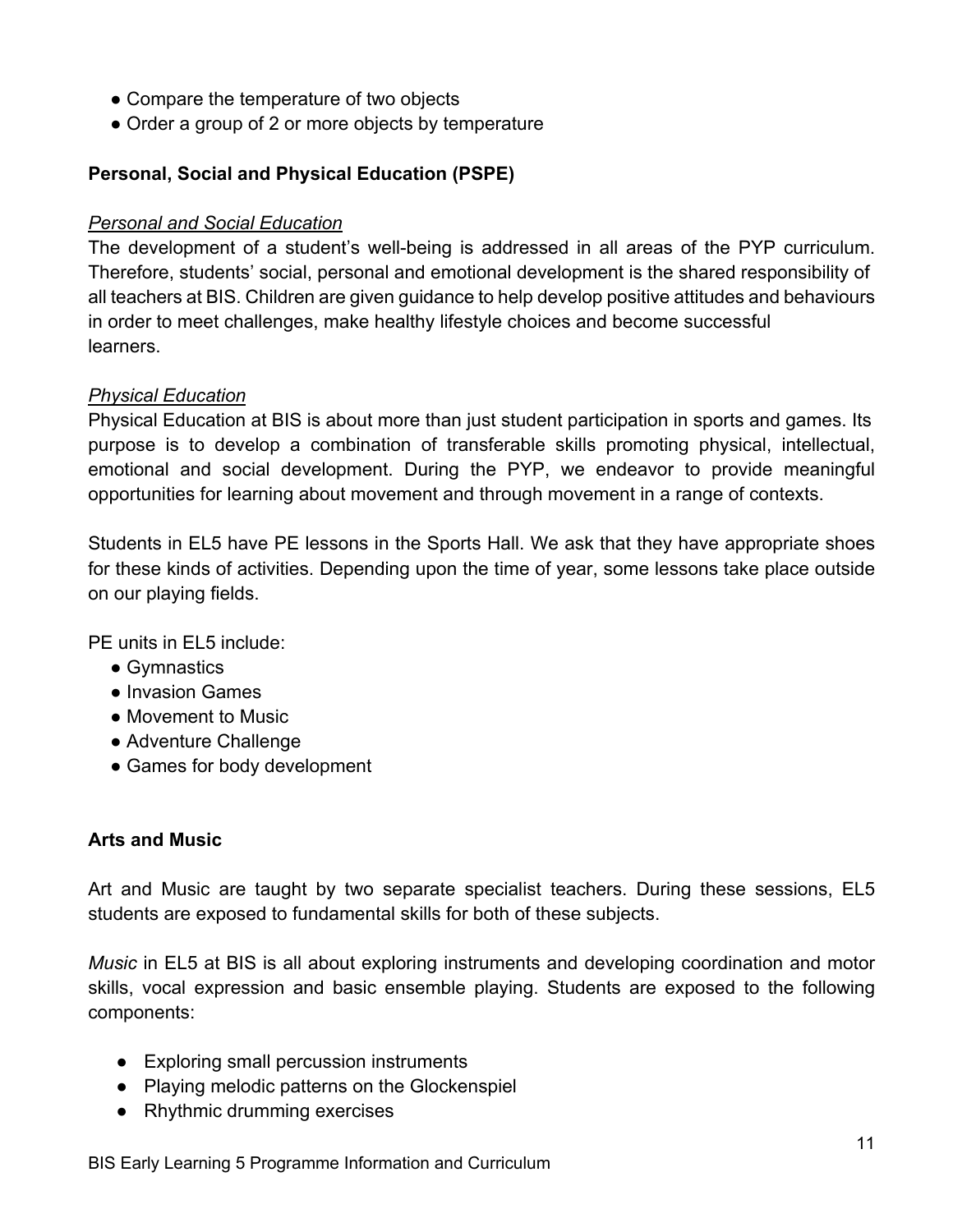- Compare the temperature of two objects
- Order a group of 2 or more objects by temperature

**Personal, Social and Physical Education (PSPE)**

*Personal and Social Education*

The development of a student's well-being is addressed in all areas of the PYP curriculum. Therefore, students' social, personal and emotional development is the shared responsibility of all teachers at BIS. Children are given guidance to help develop positive attitudes and behaviours in order to meet challenges, make healthy lifestyle choices and become successful learners.

*Physical Education*

Physical Education at BIS is about more than just student participation in sports and games. Its purpose is to develop a combination of transferable skills promoting physical, intellectual, emotional and social development. During the PYP, we endeavor to provide meaningful opportunities for learning about movement and through movement in a range of contexts.

Students in EL5 have PE lessons in the Sports Hall. We ask that they have appropriate shoes for these kinds of activities. Depending upon the time of year, some lessons take place outside on our playing fields.

PE units in EL5 include:

- Gymnastics
- Invasion Games
- Movement to Music
- Adventure Challenge
- Games for body development

**Arts and Music**

Art and Music are taught by two separate specialist teachers. During these sessions, EL5 students are exposed to fundamental skills for both of these subjects.

*Music* in EL5 at BIS is all about exploring instruments and developing coordination and motor skills, vocal expression and basic ensemble playing. Students are exposed to the following components:

- Exploring small percussion instruments
- Playing melodic patterns on the Glockenspiel
- Rhythmic drumming exercises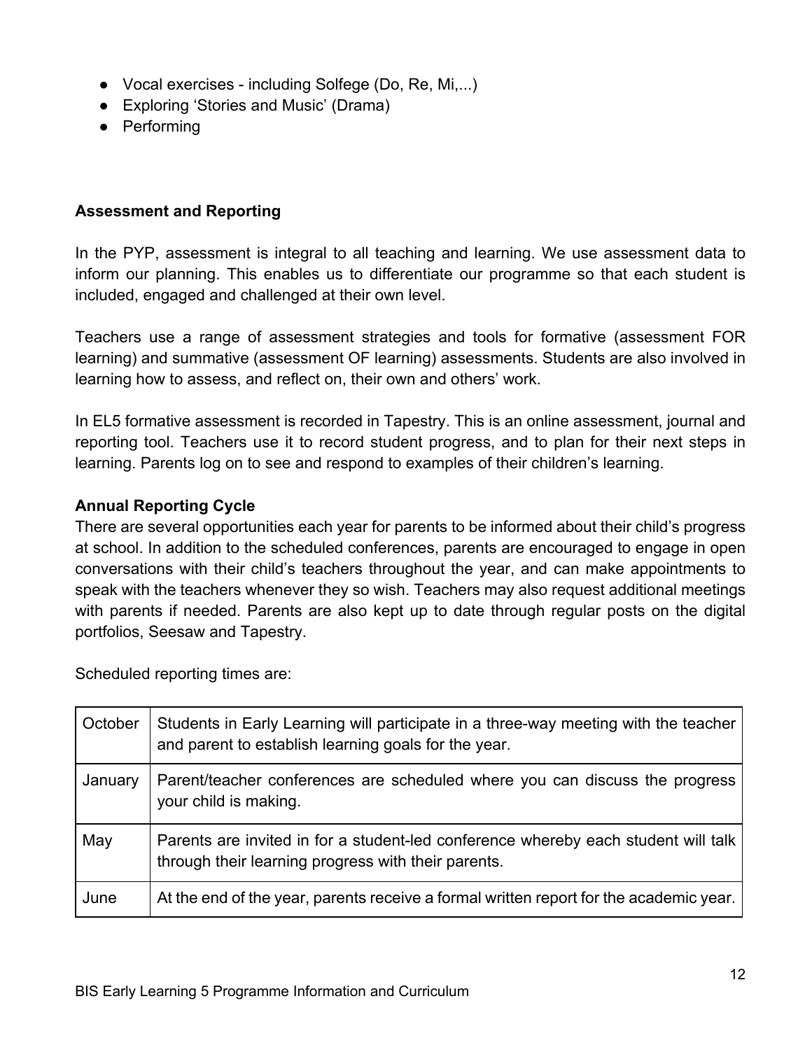- Vocal exercises - including Solfege (Do, Re, Mi,...)
- Exploring 'Stories and Music' (Drama)
- Performing

**Assessment and Reporting**

In the PYP, assessment is integral to all teaching and learning. We use assessment data to inform our planning. This enables us to differentiate our programme so that each student is included, engaged and challenged at their own level.

Teachers use a range of assessment strategies and tools for formative (assessment FOR learning) and summative (assessment OF learning) assessments. Students are also involved in learning how to assess, and reflect on, their own and others' work.

In EL5 formative assessment is recorded in Tapestry. This is an online assessment, journal and reporting tool. Teachers use it to record student progress, and to plan for their next steps in learning. Parents log on to see and respond to examples of their children's learning.

**Annual Reporting Cycle**

There are several opportunities each year for parents to be informed about their child's progress at school. In addition to the scheduled conferences, parents are encouraged to engage in open conversations with their child's teachers throughout the year, and can make appointments to speak with the teachers whenever they so wish. Teachers may also request additional meetings with parents if needed. Parents are also kept up to date through regular posts on the digital portfolios, Seesaw and Tapestry.

Scheduled reporting times are:

| | |
|---|---|
| October | Students in Early Learning will participate in a three-way meeting with the teacher and parent to establish learning goals for the year. |
| January | Parent/teacher conferences are scheduled where you can discuss the progress your child is making. |
| May | Parents are invited in for a student-led conference whereby each student will talk through their learning progress with their parents. |
| June | At the end of the year, parents receive a formal written report for the academic year. |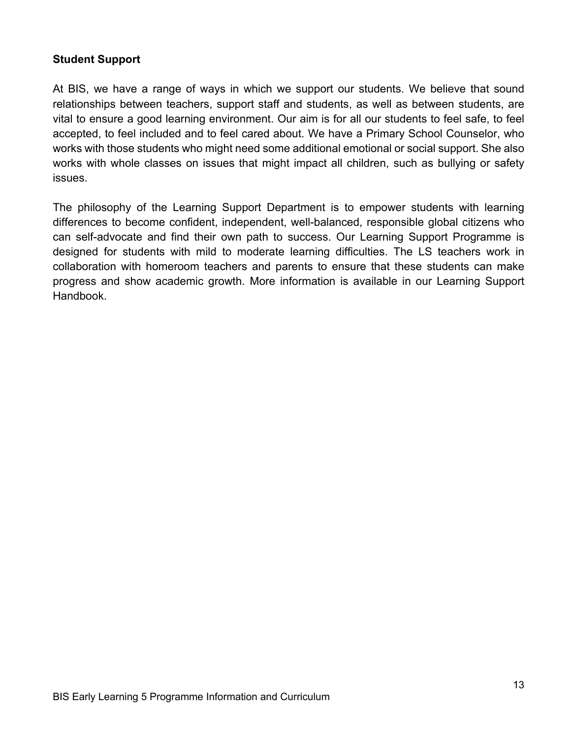**Student Support**

At BIS, we have a range of ways in which we support our students. We believe that sound relationships between teachers, support staff and students, as well as between students, are vital to ensure a good learning environment. Our aim is for all our students to feel safe, to feel accepted, to feel included and to feel cared about. We have a Primary School Counselor, who works with those students who might need some additional emotional or social support. She also works with whole classes on issues that might impact all children, such as bullying or safety issues.

The philosophy of the Learning Support Department is to empower students with learning differences to become confident, independent, well-balanced, responsible global citizens who can self-advocate and find their own path to success. Our Learning Support Programme is designed for students with mild to moderate learning difficulties. The LS teachers work in collaboration with homeroom teachers and parents to ensure that these students can make progress and show academic growth. More information is available in our Learning Support Handbook.